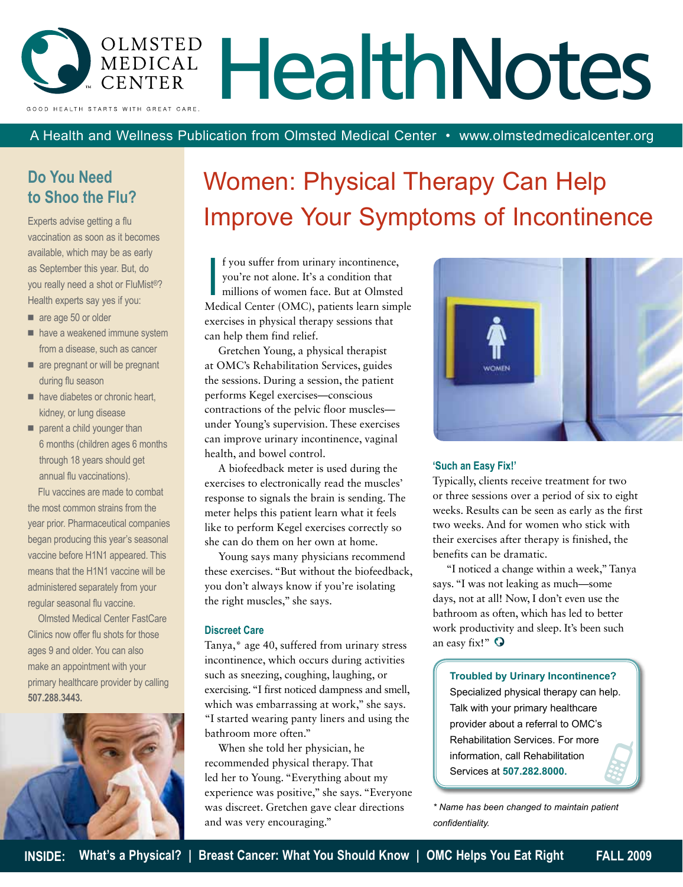# Olmsted Medical Center HealthNotes

GOOD HEALTH STARTS WITH GREAT CARE.

A Health and Wellness Publication from Olmsted Medical Center • www.olmstedmedicalcenter.org

## Women: Physical Therapy Can Help Improve Your Symptoms of Incontinence

If you suffer from urinary incontinence, you're not alone. It's a condition that millions of women face. But at Olmsted Medical Center (OMC), patients learn simple exercises in physical therapy sessions that can help them find relief.

Gretchen Young, a physical therapist at OMC's Rehabilitation Services, guides the sessions. During a session, the patient performs Kegel exercises—conscious contractions of the pelvic floor muscles—under Young's supervision. These exercises can improve urinary incontinence, vaginal health, and bowel control.

A biofeedback meter is used during the exercises to electronically read the muscles' response to signals the brain is sending. The meter helps this patient learn what it feels like to perform Kegel exercises correctly so she can do them on her own at home.

Young says many physicians recommend these exercises. "But without the biofeedback, you don't always know if you're isolating the right muscles," she says.

### Discreet Care

Tanya,* age 40, suffered from urinary stress incontinence, which occurs during activities such as sneezing, coughing, laughing, or exercising. "I first noticed dampness and smell, which was embarrassing at work," she says. "I started wearing panty liners and using the bathroom more often."

When she told her physician, he recommended physical therapy. That led her to Young. "Everything about my experience was positive," she says. "Everyone was discreet. Gretchen gave clear directions and was very encouraging."

### 'Such an Easy Fix!'

Typically, clients receive treatment for two or three sessions over a period of six to eight weeks. Results can be seen as early as the first two weeks. And for women who stick with their exercises after therapy is finished, the benefits can be dramatic.

"I noticed a change within a week," Tanya says. "I was not leaking as much—some days, not at all! Now, I don't even use the bathroom as often, which has led to better work productivity and sleep. It's been such an easy fix!"

**Troubled by Urinary Incontinence?** Specialized physical therapy can help. Talk with your primary healthcare provider about a referral to OMC's Rehabilitation Services. For more information, call Rehabilitation Services at **507.282.8000.**

*\* Name has been changed to maintain patient confidentiality.*

## Do You Need to Shoo the Flu?

Experts advise getting a flu vaccination as soon as it becomes available, which may be as early as September this year. But, do you really need a shot or FluMist®? Health experts say yes if you:

- are age 50 or older
- have a weakened immune system from a disease, such as cancer
- are pregnant or will be pregnant during flu season
- have diabetes or chronic heart, kidney, or lung disease
- parent a child younger than 6 months (children ages 6 months through 18 years should get annual flu vaccinations).

Flu vaccines are made to combat the most common strains from the year prior. Pharmaceutical companies began producing this year's seasonal vaccine before H1N1 appeared. This means that the H1N1 vaccine will be administered separately from your regular seasonal flu vaccine.

Olmsted Medical Center FastCare Clinics now offer flu shots for those ages 9 and older. You can also make an appointment with your primary healthcare provider by calling **507.288.3443.**

**INSIDE:** What's a Physical? | Breast Cancer: What You Should Know | OMC Helps You Eat Right

FALL 2009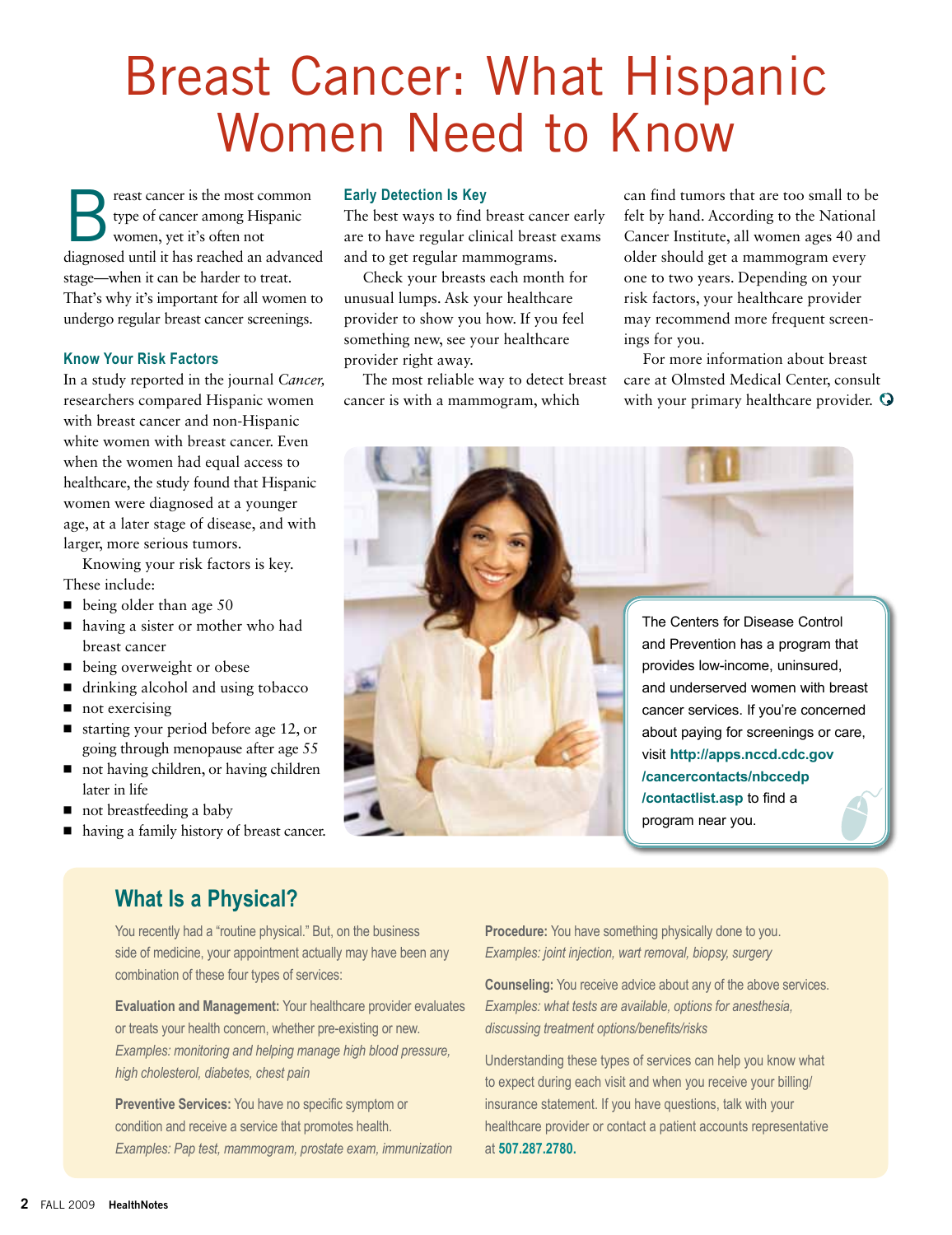# Breast Cancer: What Hispanic Women Need to Know

Breast cancer is the most common type of cancer among Hispanic women, yet it's often not diagnosed until it has reached an advanced stage—when it can be harder to treat. That's why it's important for all women to undergo regular breast cancer screenings.

## Know Your Risk Factors

In a study reported in the journal *Cancer,* researchers compared Hispanic women with breast cancer and non-Hispanic white women with breast cancer. Even when the women had equal access to healthcare, the study found that Hispanic women were diagnosed at a younger age, at a later stage of disease, and with larger, more serious tumors.

Knowing your risk factors is key. These include:

- being older than age 50
- having a sister or mother who had breast cancer
- being overweight or obese
- drinking alcohol and using tobacco
- not exercising
- starting your period before age 12, or going through menopause after age 55
- not having children, or having children later in life
- not breastfeeding a baby
- having a family history of breast cancer.

## Early Detection Is Key

The best ways to find breast cancer early are to have regular clinical breast exams and to get regular mammograms.

Check your breasts each month for unusual lumps. Ask your healthcare provider to show you how. If you feel something new, see your healthcare provider right away.

The most reliable way to detect breast cancer is with a mammogram, which can find tumors that are too small to be felt by hand. According to the National Cancer Institute, all women ages 40 and older should get a mammogram every one to two years. Depending on your risk factors, your healthcare provider may recommend more frequent screenings for you.

For more information about breast care at Olmsted Medical Center, consult with your primary healthcare provider.

The Centers for Disease Control and Prevention has a program that provides low-income, uninsured, and underserved women with breast cancer services. If you're concerned about paying for screenings or care, visit **http://apps.nccd.cdc.gov/cancercontacts/nbccedp/contactlist.asp** to find a program near you.

## What Is a Physical?

You recently had a "routine physical." But, on the business side of medicine, your appointment actually may have been any combination of these four types of services:

**Evaluation and Management:** Your healthcare provider evaluates or treats your health concern, whether pre-existing or new. *Examples: monitoring and helping manage high blood pressure, high cholesterol, diabetes, chest pain*

**Preventive Services:** You have no specific symptom or condition and receive a service that promotes health. *Examples: Pap test, mammogram, prostate exam, immunization*

**Procedure:** You have something physically done to you. *Examples: joint injection, wart removal, biopsy, surgery*

**Counseling:** You receive advice about any of the above services. *Examples: what tests are available, options for anesthesia, discussing treatment options/benefits/risks*

Understanding these types of services can help you know what to expect during each visit and when you receive your billing/insurance statement. If you have questions, talk with your healthcare provider or contact a patient accounts representative at **507.287.2780.**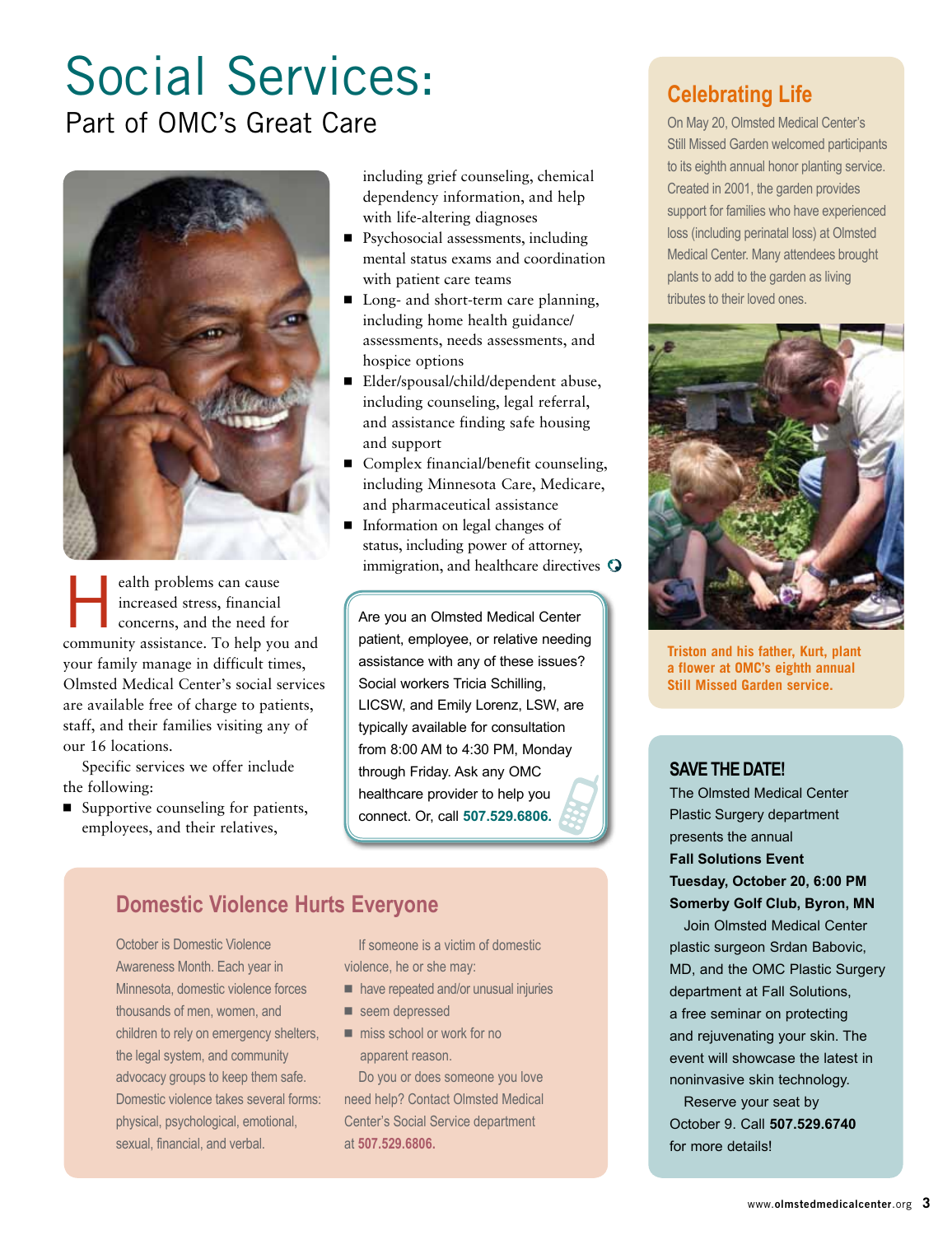# Social Services:

## Part of OMC's Great Care

Health problems can cause increased stress, financial concerns, and the need for community assistance. To help you and your family manage in difficult times, Olmsted Medical Center's social services are available free of charge to patients, staff, and their families visiting any of our 16 locations.

Specific services we offer include the following:

- Supportive counseling for patients, employees, and their relatives, including grief counseling, chemical dependency information, and help with life-altering diagnoses
- Psychosocial assessments, including mental status exams and coordination with patient care teams
- Long- and short-term care planning, including home health guidance/assessments, needs assessments, and hospice options
- Elder/spousal/child/dependent abuse, including counseling, legal referral, and assistance finding safe housing and support
- Complex financial/benefit counseling, including Minnesota Care, Medicare, and pharmaceutical assistance
- Information on legal changes of status, including power of attorney, immigration, and healthcare directives

Are you an Olmsted Medical Center patient, employee, or relative needing assistance with any of these issues? Social workers Tricia Schilling, LICSW, and Emily Lorenz, LSW, are typically available for consultation from 8:00 AM to 4:30 PM, Monday through Friday. Ask any OMC healthcare provider to help you connect. Or, call **507.529.6806.**

## Domestic Violence Hurts Everyone

October is Domestic Violence Awareness Month. Each year in Minnesota, domestic violence forces thousands of men, women, and children to rely on emergency shelters, the legal system, and community advocacy groups to keep them safe. Domestic violence takes several forms: physical, psychological, emotional, sexual, financial, and verbal.

If someone is a victim of domestic violence, he or she may:

- have repeated and/or unusual injuries
- seem depressed
- miss school or work for no apparent reason.

Do you or does someone you love need help? Contact Olmsted Medical Center's Social Service department at **507.529.6806.**

## Celebrating Life

On May 20, Olmsted Medical Center's Still Missed Garden welcomed participants to its eighth annual honor planting service. Created in 2001, the garden provides support for families who have experienced loss (including perinatal loss) at Olmsted Medical Center. Many attendees brought plants to add to the garden as living tributes to their loved ones.

**Triston and his father, Kurt, plant a flower at OMC's eighth annual Still Missed Garden service.**

## SAVE THE DATE!

The Olmsted Medical Center Plastic Surgery department presents the annual

**Fall Solutions Event**
**Tuesday, October 20, 6:00 PM**
**Somerby Golf Club, Byron, MN**

Join Olmsted Medical Center plastic surgeon Srdan Babovic, MD, and the OMC Plastic Surgery department at Fall Solutions, a free seminar on protecting and rejuvenating your skin. The event will showcase the latest in noninvasive skin technology.

Reserve your seat by October 9. Call **507.529.6740** for more details!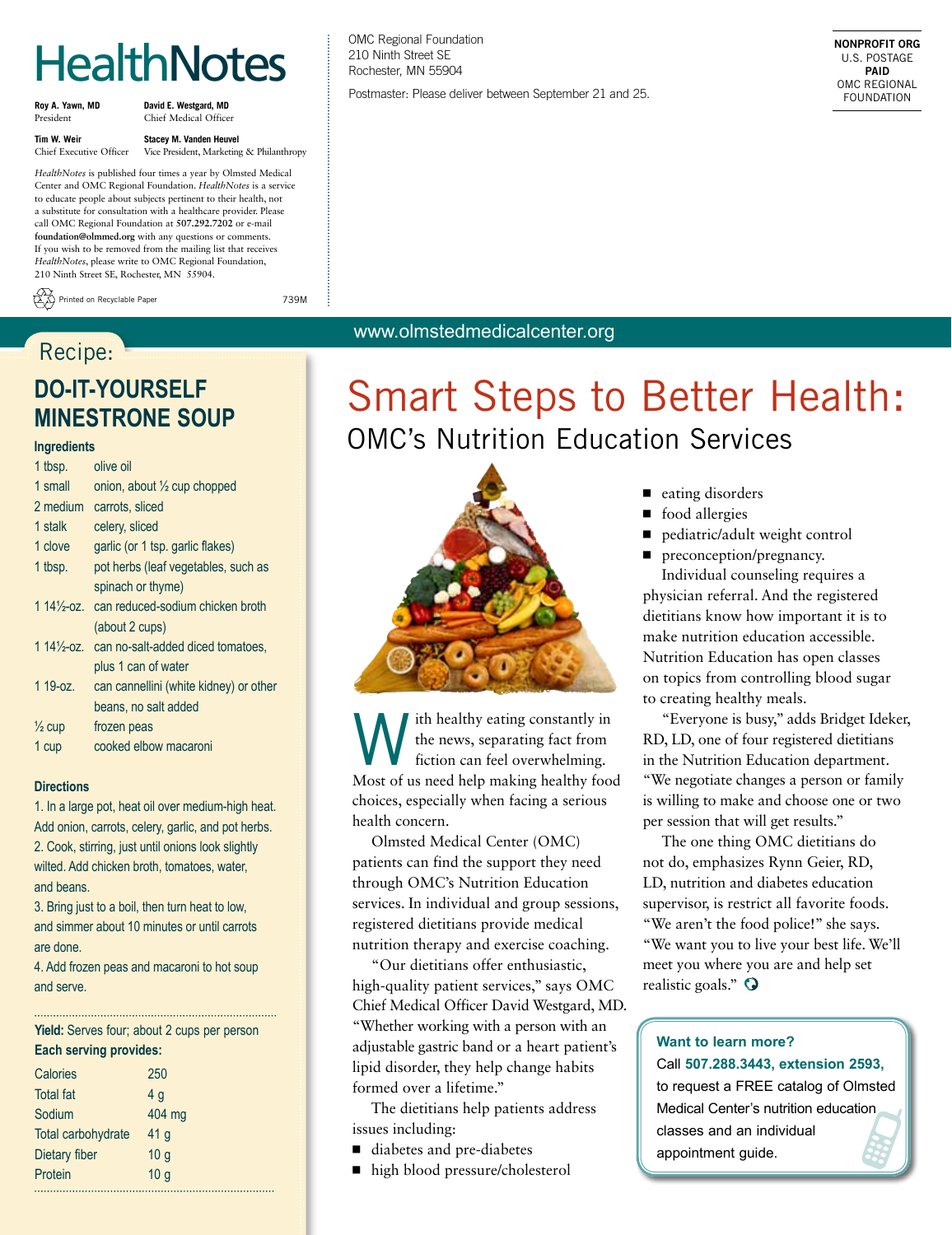# HealthNotes

**Roy A. Yawn, MD**
President

**David E. Westgard, MD**
Chief Medical Officer

**Tim W. Weir**
Chief Executive Officer

**Stacey M. Vanden Heuvel**
Vice President, Marketing & Philanthropy

*HealthNotes* is published four times a year by Olmsted Medical Center and OMC Regional Foundation. *HealthNotes* is a service to educate people about subjects pertinent to their health, not a substitute for consultation with a healthcare provider. Please call OMC Regional Foundation at **507.292.7202** or e-mail **foundation@olmmed.org** with any questions or comments. If you wish to be removed from the mailing list that receives *HealthNotes*, please write to OMC Regional Foundation, 210 Ninth Street SE, Rochester, MN 55904.

Printed on Recyclable Paper

739M

OMC Regional Foundation
210 Ninth Street SE
Rochester, MN 55904

Postmaster: Please deliver between September 21 and 25.

**NONPROFIT ORG**
U.S. POSTAGE
**PAID**
OMC REGIONAL FOUNDATION

www.olmstedmedicalcenter.org

## Recipe: DO-IT-YOURSELF MINESTRONE SOUP

### Ingredients

| | |
|---|---|
| 1 tbsp. | olive oil |
| 1 small | onion, about ½ cup chopped |
| 2 medium | carrots, sliced |
| 1 stalk | celery, sliced |
| 1 clove | garlic (or 1 tsp. garlic flakes) |
| 1 tbsp. | pot herbs (leaf vegetables, such as spinach or thyme) |
| 1 14½-oz. | can reduced-sodium chicken broth (about 2 cups) |
| 1 14½-oz. | can no-salt-added diced tomatoes, plus 1 can of water |
| 1 19-oz. | can cannellini (white kidney) or other beans, no salt added |
| ½ cup | frozen peas |
| 1 cup | cooked elbow macaroni |

### Directions

1. In a large pot, heat oil over medium-high heat. Add onion, carrots, celery, garlic, and pot herbs.
2. Cook, stirring, just until onions look slightly wilted. Add chicken broth, tomatoes, water, and beans.
3. Bring just to a boil, then turn heat to low, and simmer about 10 minutes or until carrots are done.
4. Add frozen peas and macaroni to hot soup and serve.

**Yield:** Serves four; about 2 cups per person

**Each serving provides:**

| | |
|---|---|
| Calories | 250 |
| Total fat | 4 g |
| Sodium | 404 mg |
| Total carbohydrate | 41 g |
| Dietary fiber | 10 g |
| Protein | 10 g |

# Smart Steps to Better Health:

## OMC's Nutrition Education Services

With healthy eating constantly in the news, separating fact from fiction can feel overwhelming. Most of us need help making healthy food choices, especially when facing a serious health concern.

Olmsted Medical Center (OMC) patients can find the support they need through OMC's Nutrition Education services. In individual and group sessions, registered dietitians provide medical nutrition therapy and exercise coaching.

"Our dietitians offer enthusiastic, high-quality patient services," says OMC Chief Medical Officer David Westgard, MD. "Whether working with a person with an adjustable gastric band or a heart patient's lipid disorder, they help change habits formed over a lifetime."

The dietitians help patients address issues including:

- diabetes and pre-diabetes
- high blood pressure/cholesterol
- eating disorders
- food allergies
- pediatric/adult weight control
- preconception/pregnancy.

Individual counseling requires a physician referral. And the registered dietitians know how important it is to make nutrition education accessible. Nutrition Education has open classes on topics from controlling blood sugar to creating healthy meals.

"Everyone is busy," adds Bridget Ideker, RD, LD, one of four registered dietitians in the Nutrition Education department. "We negotiate changes a person or family is willing to make and choose one or two per session that will get results."

The one thing OMC dietitians do not do, emphasizes Rynn Geier, RD, LD, nutrition and diabetes education supervisor, is restrict all favorite foods. "We aren't the food police!" she says. "We want you to live your best life. We'll meet you where you are and help set realistic goals."

**Want to learn more?**

Call **507.288.3443, extension 2593,** to request a FREE catalog of Olmsted Medical Center's nutrition education classes and an individual appointment guide.